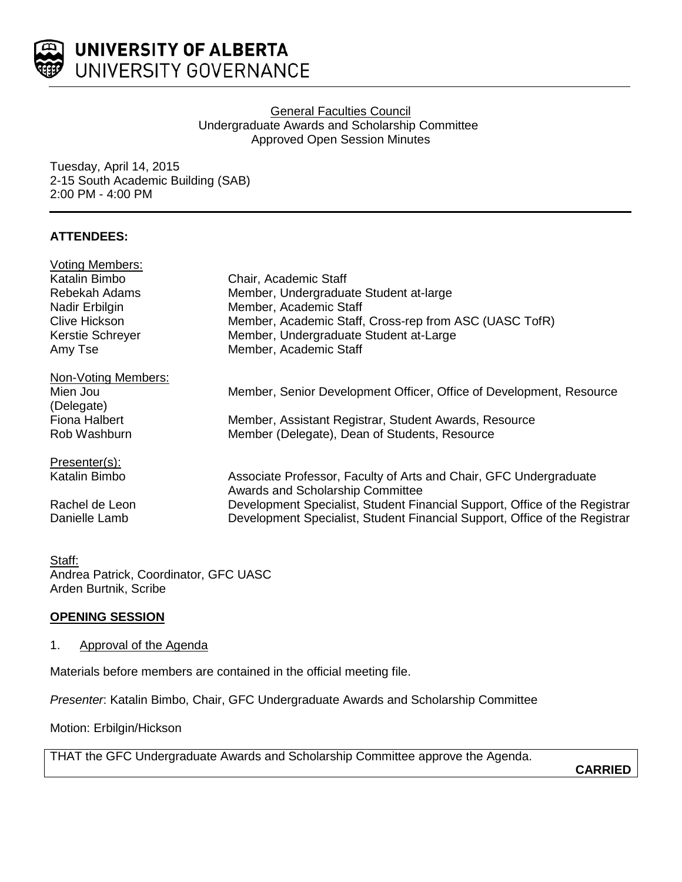**UNIVERSITY OF ALBERTA**
UNIVERSITY GOVERNANCE

General Faculties Council
Undergraduate Awards and Scholarship Committee
Approved Open Session Minutes

Tuesday, April 14, 2015
2-15 South Academic Building (SAB)
2:00 PM - 4:00 PM

**ATTENDEES:**

Voting Members:

| | |
|---|---|
| Katalin Bimbo | Chair, Academic Staff |
| Rebekah Adams | Member, Undergraduate Student at-large |
| Nadir Erbilgin | Member, Academic Staff |
| Clive Hickson | Member, Academic Staff, Cross-rep from ASC (UASC TofR) |
| Kerstie Schreyer | Member, Undergraduate Student at-Large |
| Amy Tse | Member, Academic Staff |

Non-Voting Members:

| | |
|---|---|
| Mien Jou (Delegate) | Member, Senior Development Officer, Office of Development, Resource |
| Fiona Halbert | Member, Assistant Registrar, Student Awards, Resource |
| Rob Washburn | Member (Delegate), Dean of Students, Resource |

Presenter(s):

| | |
|---|---|
| Katalin Bimbo | Associate Professor, Faculty of Arts and Chair, GFC Undergraduate Awards and Scholarship Committee |
| Rachel de Leon | Development Specialist, Student Financial Support, Office of the Registrar |
| Danielle Lamb | Development Specialist, Student Financial Support, Office of the Registrar |

Staff:
Andrea Patrick, Coordinator, GFC UASC
Arden Burtnik, Scribe

**OPENING SESSION**

1. Approval of the Agenda

Materials before members are contained in the official meeting file.

*Presenter*: Katalin Bimbo, Chair, GFC Undergraduate Awards and Scholarship Committee

Motion: Erbilgin/Hickson

THAT the GFC Undergraduate Awards and Scholarship Committee approve the Agenda.

**CARRIED**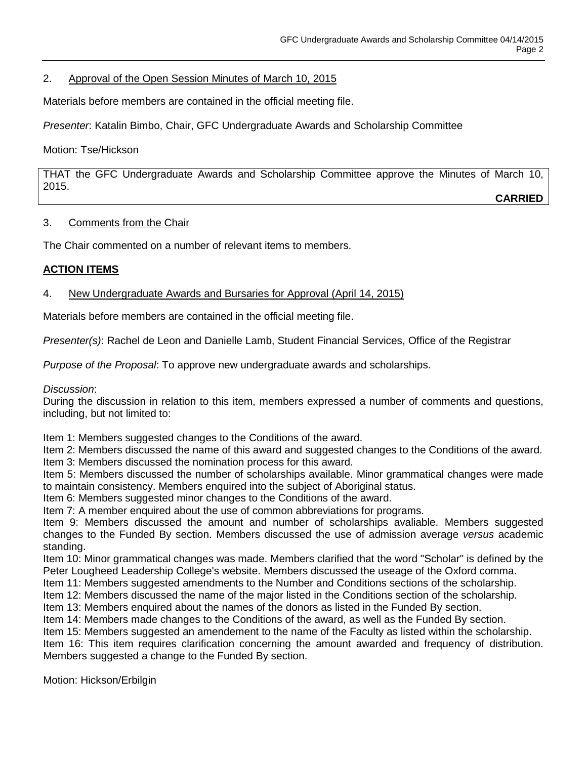2. Approval of the Open Session Minutes of March 10, 2015

Materials before members are contained in the official meeting file.

*Presenter*: Katalin Bimbo, Chair, GFC Undergraduate Awards and Scholarship Committee

Motion: Tse/Hickson

THAT the GFC Undergraduate Awards and Scholarship Committee approve the Minutes of March 10, 2015.

**CARRIED**

3. Comments from the Chair

The Chair commented on a number of relevant items to members.

## ACTION ITEMS

4. New Undergraduate Awards and Bursaries for Approval (April 14, 2015)

Materials before members are contained in the official meeting file.

*Presenter(s)*: Rachel de Leon and Danielle Lamb, Student Financial Services, Office of the Registrar

*Purpose of the Proposal*: To approve new undergraduate awards and scholarships.

*Discussion*:
During the discussion in relation to this item, members expressed a number of comments and questions, including, but not limited to:

Item 1: Members suggested changes to the Conditions of the award.
Item 2: Members discussed the name of this award and suggested changes to the Conditions of the award.
Item 3: Members discussed the nomination process for this award.
Item 5: Members discussed the number of scholarships available. Minor grammatical changes were made to maintain consistency. Members enquired into the subject of Aboriginal status.
Item 6: Members suggested minor changes to the Conditions of the award.
Item 7: A member enquired about the use of common abbreviations for programs.
Item 9: Members discussed the amount and number of scholarships avaliable. Members suggested changes to the Funded By section. Members discussed the use of admission average *versus* academic standing.
Item 10: Minor grammatical changes was made. Members clarified that the word "Scholar" is defined by the Peter Lougheed Leadership College's website. Members discussed the useage of the Oxford comma.
Item 11: Members suggested amendments to the Number and Conditions sections of the scholarship.
Item 12: Members discussed the name of the major listed in the Conditions section of the scholarship.
Item 13: Members enquired about the names of the donors as listed in the Funded By section.
Item 14: Members made changes to the Conditions of the award, as well as the Funded By section.
Item 15: Members suggested an amendement to the name of the Faculty as listed within the scholarship.
Item 16: This item requires clarification concerning the amount awarded and frequency of distribution. Members suggested a change to the Funded By section.

Motion: Hickson/Erbilgin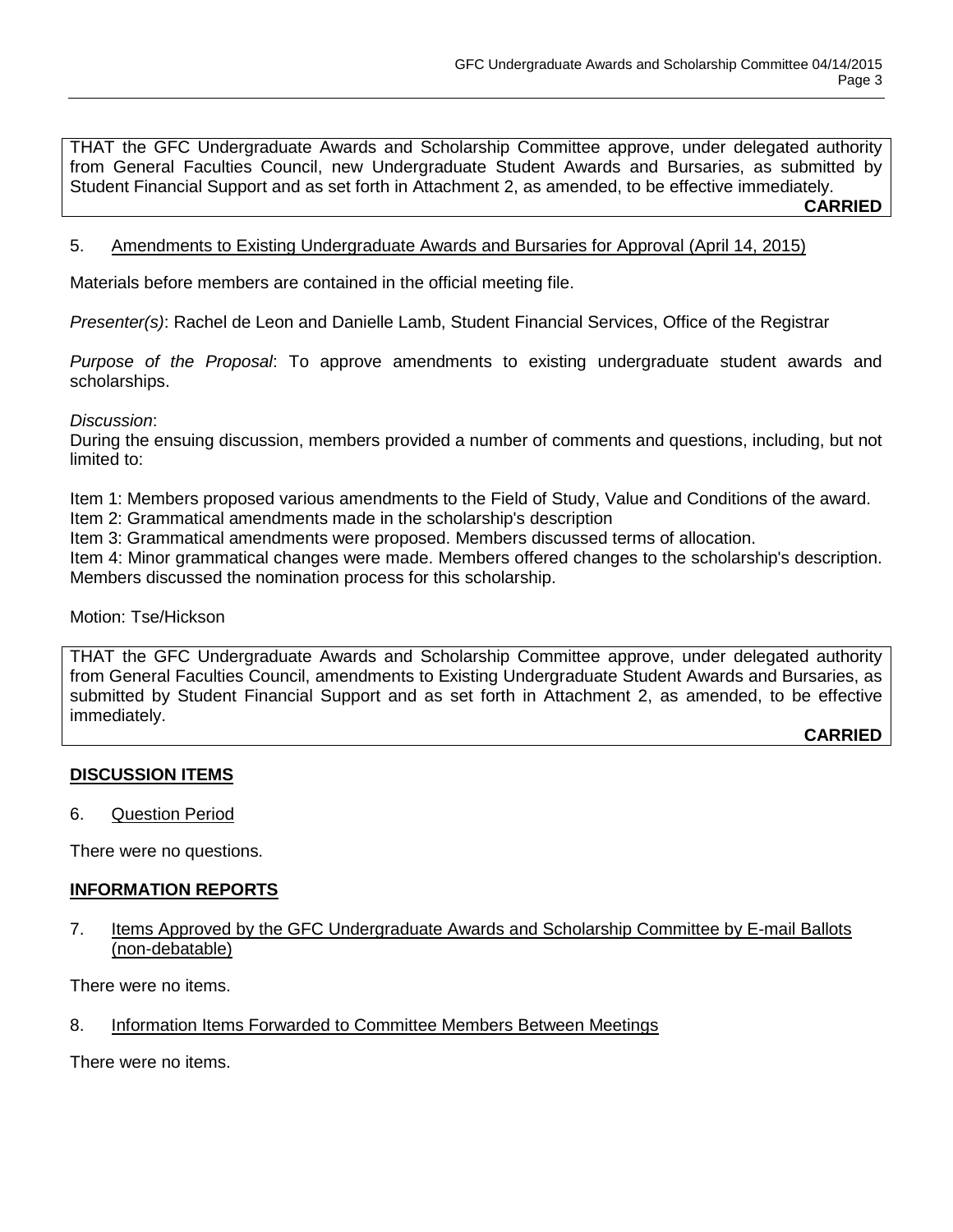THAT the GFC Undergraduate Awards and Scholarship Committee approve, under delegated authority from General Faculties Council, new Undergraduate Student Awards and Bursaries, as submitted by Student Financial Support and as set forth in Attachment 2, as amended, to be effective immediately.

**CARRIED**

5. Amendments to Existing Undergraduate Awards and Bursaries for Approval (April 14, 2015)

Materials before members are contained in the official meeting file.

*Presenter(s)*: Rachel de Leon and Danielle Lamb, Student Financial Services, Office of the Registrar

*Purpose of the Proposal*: To approve amendments to existing undergraduate student awards and scholarships.

*Discussion*:
During the ensuing discussion, members provided a number of comments and questions, including, but not limited to:

Item 1: Members proposed various amendments to the Field of Study, Value and Conditions of the award.
Item 2: Grammatical amendments made in the scholarship's description
Item 3: Grammatical amendments were proposed. Members discussed terms of allocation.
Item 4: Minor grammatical changes were made. Members offered changes to the scholarship's description. Members discussed the nomination process for this scholarship.

Motion: Tse/Hickson

THAT the GFC Undergraduate Awards and Scholarship Committee approve, under delegated authority from General Faculties Council, amendments to Existing Undergraduate Student Awards and Bursaries, as submitted by Student Financial Support and as set forth in Attachment 2, as amended, to be effective immediately.

**CARRIED**

## DISCUSSION ITEMS

6. Question Period

There were no questions.

## INFORMATION REPORTS

7. Items Approved by the GFC Undergraduate Awards and Scholarship Committee by E-mail Ballots (non-debatable)

There were no items.

8. Information Items Forwarded to Committee Members Between Meetings

There were no items.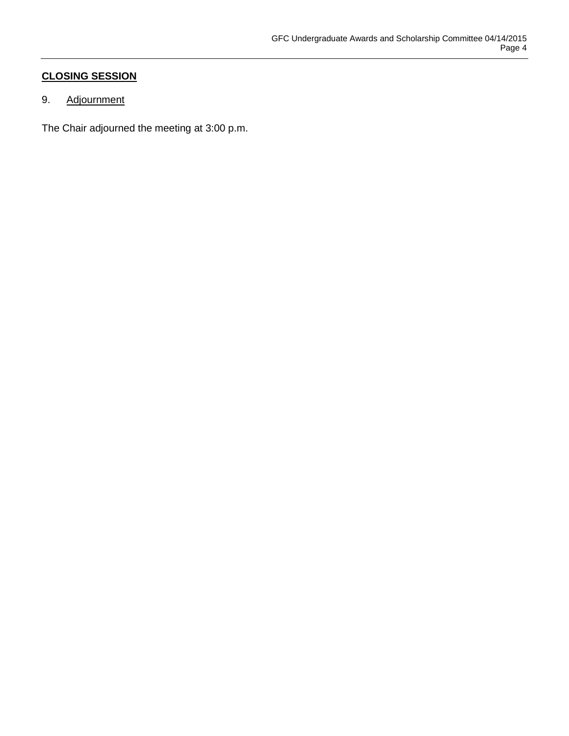**CLOSING SESSION**

9. Adjournment

The Chair adjourned the meeting at 3:00 p.m.